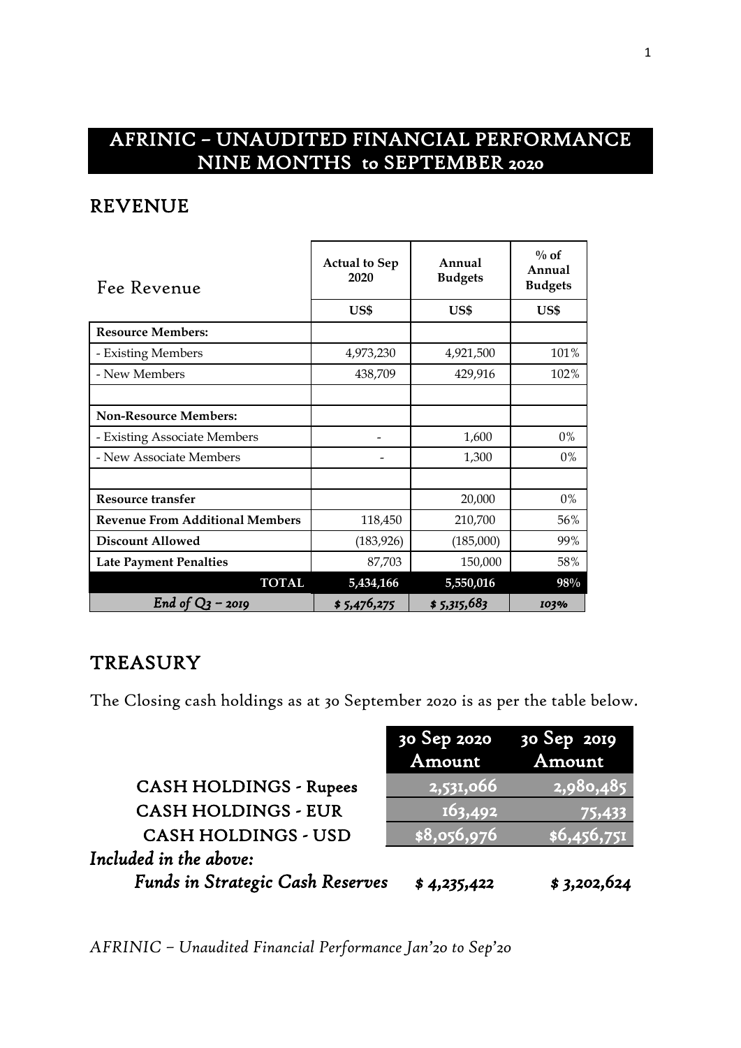# AFRINIC – UNAUDITED FINANCIAL PERFORMANCE NINE MONTHS to SEPTEMBER 2020

## REVENUE

| Fee Revenue | Actual to Sep 2020 | Annual Budgets | % of Annual Budgets |
|---|---|---|---|
| | US$ | US$ | US$ |
| **Resource Members:** | | | |
| - Existing Members | 4,973,230 | 4,921,500 | 101% |
| - New Members | 438,709 | 429,916 | 102% |
| | | | |
| **Non-Resource Members:** | | | |
| - Existing Associate Members | - | 1,600 | 0% |
| - New Associate Members | - | 1,300 | 0% |
| | | | |
| **Resource transfer** | | 20,000 | 0% |
| **Revenue From Additional Members** | 118,450 | 210,700 | 56% |
| **Discount Allowed** | (183,926) | (185,000) | 99% |
| **Late Payment Penalties** | 87,703 | 150,000 | 58% |
| **TOTAL** | **5,434,166** | **5,550,016** | **98%** |
| *End of Q3 – 2019* | *$ 5,476,275* | *$ 5,315,683* | *103%* |

## TREASURY

The Closing cash holdings as at 30 September 2020 is as per the table below.

| | 30 Sep 2020 Amount | 30 Sep 2019 Amount |
|---|---|---|
| CASH HOLDINGS - Rupees | 2,531,066 | 2,980,485 |
| CASH HOLDINGS - EUR | 163,492 | 75,433 |
| CASH HOLDINGS - USD | $8,056,976 | $6,456,751 |
| *Included in the above:* | | |
| *Funds in Strategic Cash Reserves* | *$ 4,235,422* | *$ 3,202,624* |

*AFRINIC – Unaudited Financial Performance Jan'20 to Sep'20*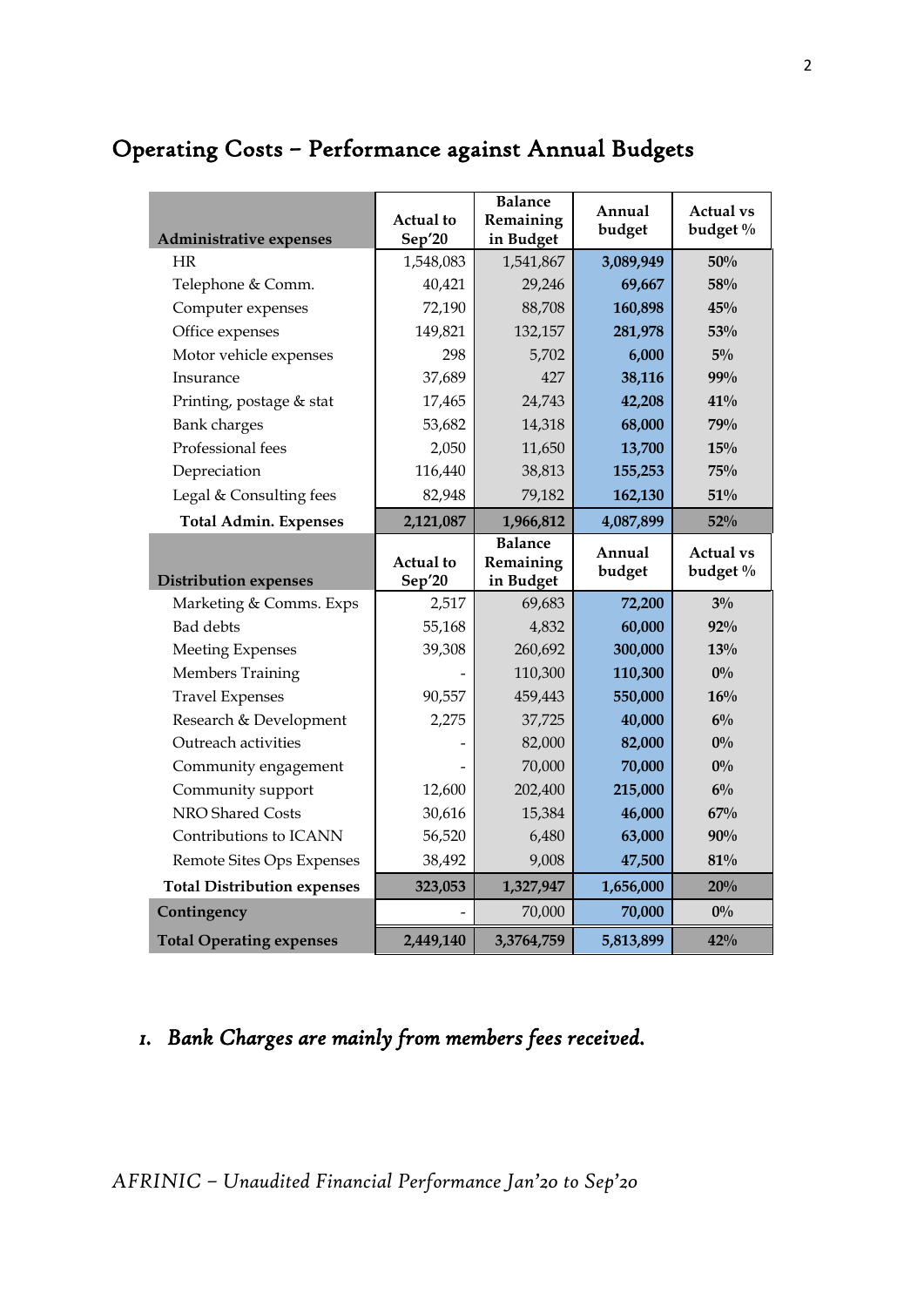## Operating Costs – Performance against Annual Budgets

| Administrative expenses | Actual to Sep'20 | Balance Remaining in Budget | Annual budget | Actual vs budget % |
|---|---|---|---|---|
| HR | 1,548,083 | 1,541,867 | **3,089,949** | **50%** |
| Telephone & Comm. | 40,421 | 29,246 | **69,667** | **58%** |
| Computer expenses | 72,190 | 88,708 | **160,898** | **45%** |
| Office expenses | 149,821 | 132,157 | **281,978** | **53%** |
| Motor vehicle expenses | 298 | 5,702 | **6,000** | **5%** |
| Insurance | 37,689 | 427 | **38,116** | **99%** |
| Printing, postage & stat | 17,465 | 24,743 | **42,208** | **41%** |
| Bank charges | 53,682 | 14,318 | **68,000** | **79%** |
| Professional fees | 2,050 | 11,650 | **13,700** | **15%** |
| Depreciation | 116,440 | 38,813 | **155,253** | **75%** |
| Legal & Consulting fees | 82,948 | 79,182 | **162,130** | **51%** |
| **Total Admin. Expenses** | **2,121,087** | **1,966,812** | **4,087,899** | **52%** |
| **Distribution expenses** | **Actual to Sep'20** | **Balance Remaining in Budget** | **Annual budget** | **Actual vs budget %** |
| Marketing & Comms. Exps | 2,517 | 69,683 | **72,200** | **3%** |
| Bad debts | 55,168 | 4,832 | **60,000** | **92%** |
| Meeting Expenses | 39,308 | 260,692 | **300,000** | **13%** |
| Members Training | - | 110,300 | **110,300** | **0%** |
| Travel Expenses | 90,557 | 459,443 | **550,000** | **16%** |
| Research & Development | 2,275 | 37,725 | **40,000** | **6%** |
| Outreach activities | - | 82,000 | **82,000** | **0%** |
| Community engagement | - | 70,000 | **70,000** | **0%** |
| Community support | 12,600 | 202,400 | **215,000** | **6%** |
| NRO Shared Costs | 30,616 | 15,384 | **46,000** | **67%** |
| Contributions to ICANN | 56,520 | 6,480 | **63,000** | **90%** |
| Remote Sites Ops Expenses | 38,492 | 9,008 | **47,500** | **81%** |
| **Total Distribution expenses** | **323,053** | **1,327,947** | **1,656,000** | **20%** |
| **Contingency** | - | 70,000 | **70,000** | **0%** |
| **Total Operating expenses** | **2,449,140** | **3,3764,759** | **5,813,899** | **42%** |

1. *Bank Charges are mainly from members fees received.*

*AFRINIC – Unaudited Financial Performance Jan'20 to Sep'20*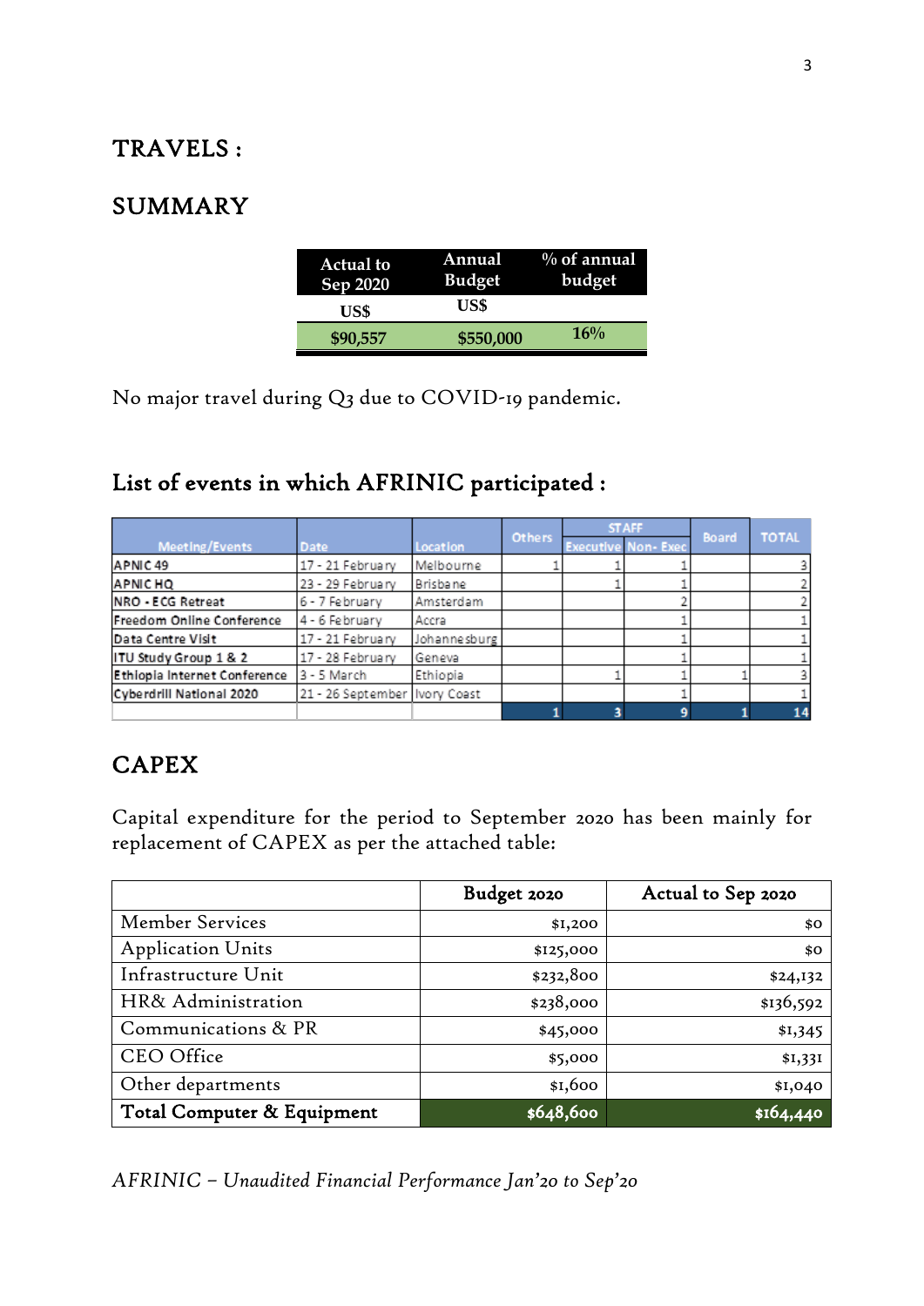# TRAVELS :

## SUMMARY

| Actual to Sep 2020 | Annual Budget | % of annual budget |
|---|---|---|
| US$ | US$ | |
| $90,557 | $550,000 | 16% |

No major travel during Q3 due to COVID-19 pandemic.

## List of events in which AFRINIC participated :

| Meeting/Events | Date | Location | Others | STAFF | | Board | TOTAL |
|---|---|---|---|---|---|---|---|
| | | | | Executive | Non- Exec | | |
| APNIC 49 | 17 - 21 February | Melbourne | 1 | 1 | 1 | | 3 |
| APNIC HQ | 23 - 29 February | Brisbane | | 1 | 1 | | 2 |
| NRO - ECG Retreat | 6 - 7 February | Amsterdam | | | 2 | | 2 |
| Freedom Online Conference | 4 - 6 February | Accra | | | 1 | | 1 |
| Data Centre Visit | 17 - 21 February | Johannesburg | | | 1 | | 1 |
| ITU Study Group 1 & 2 | 17 - 28 February | Geneva | | | 1 | | 1 |
| Ethiopia Internet Conference | 3 - 5 March | Ethiopia | | 1 | 1 | 1 | 3 |
| Cyberdrill National 2020 | 21 - 26 September | Ivory Coast | | | 1 | | 1 |
| | | | 1 | 3 | 9 | 1 | 14 |

## CAPEX

Capital expenditure for the period to September 2020 has been mainly for replacement of CAPEX as per the attached table:

| | Budget 2020 | Actual to Sep 2020 |
|---|---|---|
| Member Services | $1,200 | $0 |
| Application Units | $125,000 | $0 |
| Infrastructure Unit | $232,800 | $24,132 |
| HR& Administration | $238,000 | $136,592 |
| Communications & PR | $45,000 | $1,345 |
| CEO Office | $5,000 | $1,331 |
| Other departments | $1,600 | $1,040 |
| **Total Computer & Equipment** | **$648,600** | **$164,440** |

*AFRINIC – Unaudited Financial Performance Jan'20 to Sep'20*